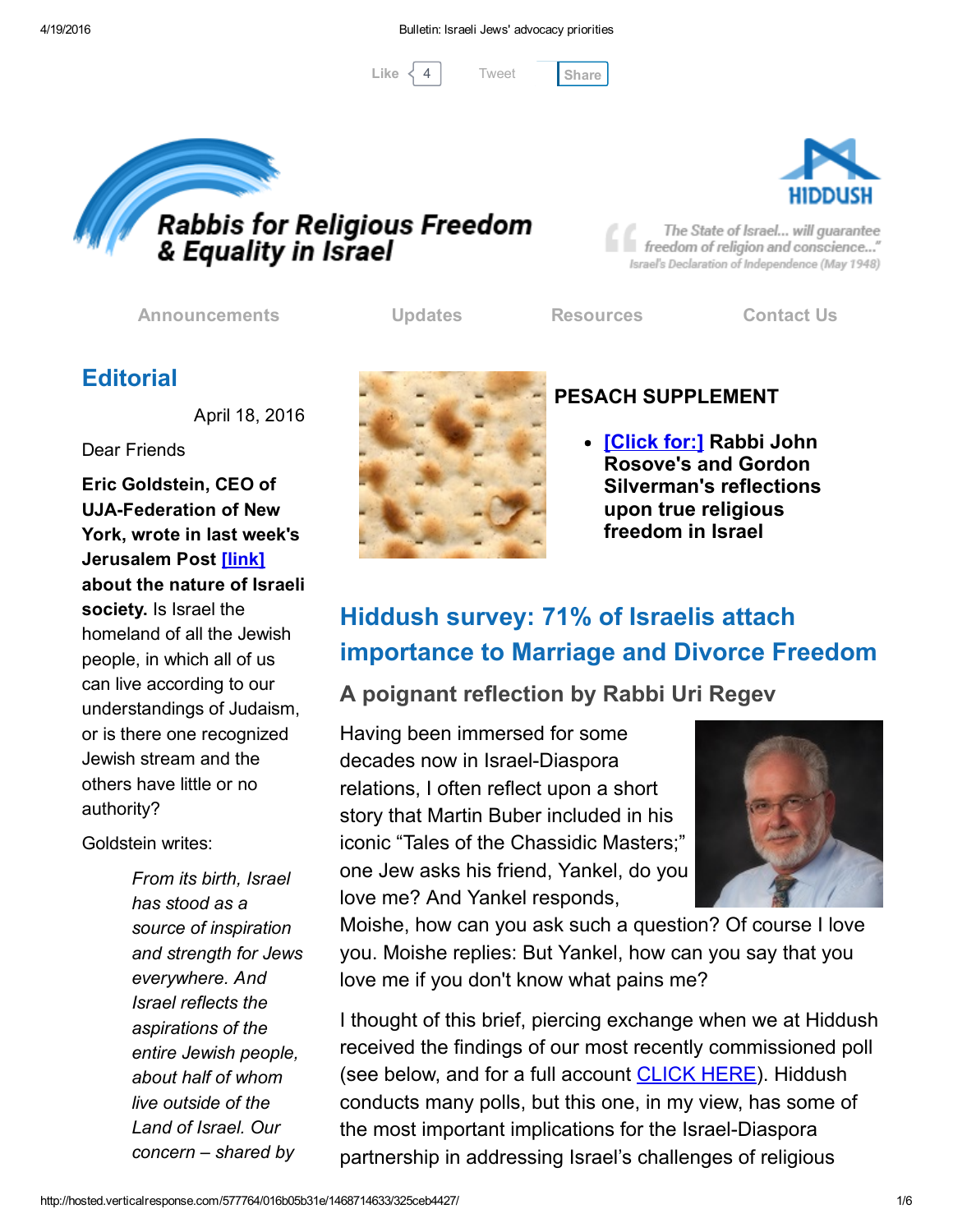Like 4 Tweet Share

# Rabbis for Religious Freedom & Equality in Israel

HIDDUSH

"The State of Israel... will guarantee freedom of religion and conscience..."
Israel's Declaration of Independence (May 1948)

Announcements | Updates | Resources | Contact Us

## Editorial

April 18, 2016

Dear Friends

**Eric Goldstein, CEO of UJA-Federation of New York, wrote in last week's Jerusalem Post [link] about the nature of Israeli society.** Is Israel the homeland of all the Jewish people, in which all of us can live according to our understandings of Judaism, or is there one recognized Jewish stream and the others have little or no authority?

Goldstein writes:

> *From its birth, Israel has stood as a source of inspiration and strength for Jews everywhere. And Israel reflects the aspirations of the entire Jewish people, about half of whom live outside of the Land of Israel. Our concern – shared by*

### PESACH SUPPLEMENT

- **[Click for:] Rabbi John Rosove's and Gordon Silverman's reflections upon true religious freedom in Israel**

## Hiddush survey: 71% of Israelis attach importance to Marriage and Divorce Freedom

### A poignant reflection by Rabbi Uri Regev

Having been immersed for some decades now in Israel-Diaspora relations, I often reflect upon a short story that Martin Buber included in his iconic "Tales of the Chassidic Masters;" one Jew asks his friend, Yankel, do you love me? And Yankel responds, Moishe, how can you ask such a question? Of course I love you. Moishe replies: But Yankel, how can you say that you love me if you don't know what pains me?

I thought of this brief, piercing exchange when we at Hiddush received the findings of our most recently commissioned poll (see below, and for a full account CLICK HERE). Hiddush conducts many polls, but this one, in my view, has some of the most important implications for the Israel-Diaspora partnership in addressing Israel's challenges of religious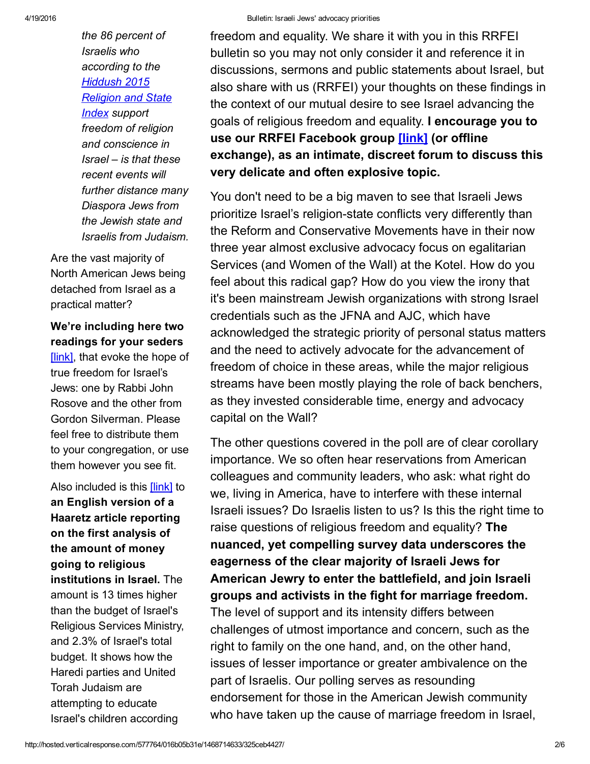*the 86 percent of Israelis who according to the [Hiddush 2015 Religion and State Index](#) support freedom of religion and conscience in Israel – is that these recent events will further distance many Diaspora Jews from the Jewish state and Israelis from Judaism.*

Are the vast majority of North American Jews being detached from Israel as a practical matter?

**We're including here two readings for your seders** [[link]](#), that evoke the hope of true freedom for Israel's Jews: one by Rabbi John Rosove and the other from Gordon Silverman. Please feel free to distribute them to your congregation, or use them however you see fit.

Also included is this [[link]](#) to **an English version of a Haaretz article reporting on the first analysis of the amount of money going to religious institutions in Israel.** The amount is 13 times higher than the budget of Israel's Religious Services Ministry, and 2.3% of Israel's total budget. It shows how the Haredi parties and United Torah Judaism are attempting to educate Israel's children according

freedom and equality. We share it with you in this RRFEI bulletin so you may not only consider it and reference it in discussions, sermons and public statements about Israel, but also share with us (RRFEI) your thoughts on these findings in the context of our mutual desire to see Israel advancing the goals of religious freedom and equality. **I encourage you to use our RRFEI Facebook group [[link]](#) (or offline exchange), as an intimate, discreet forum to discuss this very delicate and often explosive topic.**

You don't need to be a big maven to see that Israeli Jews prioritize Israel's religion-state conflicts very differently than the Reform and Conservative Movements have in their now three year almost exclusive advocacy focus on egalitarian Services (and Women of the Wall) at the Kotel. How do you feel about this radical gap? How do you view the irony that it's been mainstream Jewish organizations with strong Israel credentials such as the JFNA and AJC, which have acknowledged the strategic priority of personal status matters and the need to actively advocate for the advancement of freedom of choice in these areas, while the major religious streams have been mostly playing the role of back benchers, as they invested considerable time, energy and advocacy capital on the Wall?

The other questions covered in the poll are of clear corollary importance. We so often hear reservations from American colleagues and community leaders, who ask: what right do we, living in America, have to interfere with these internal Israeli issues? Do Israelis listen to us? Is this the right time to raise questions of religious freedom and equality? **The nuanced, yet compelling survey data underscores the eagerness of the clear majority of Israeli Jews for American Jewry to enter the battlefield, and join Israeli groups and activists in the fight for marriage freedom.** The level of support and its intensity differs between challenges of utmost importance and concern, such as the right to family on the one hand, and, on the other hand, issues of lesser importance or greater ambivalence on the part of Israelis. Our polling serves as resounding endorsement for those in the American Jewish community who have taken up the cause of marriage freedom in Israel,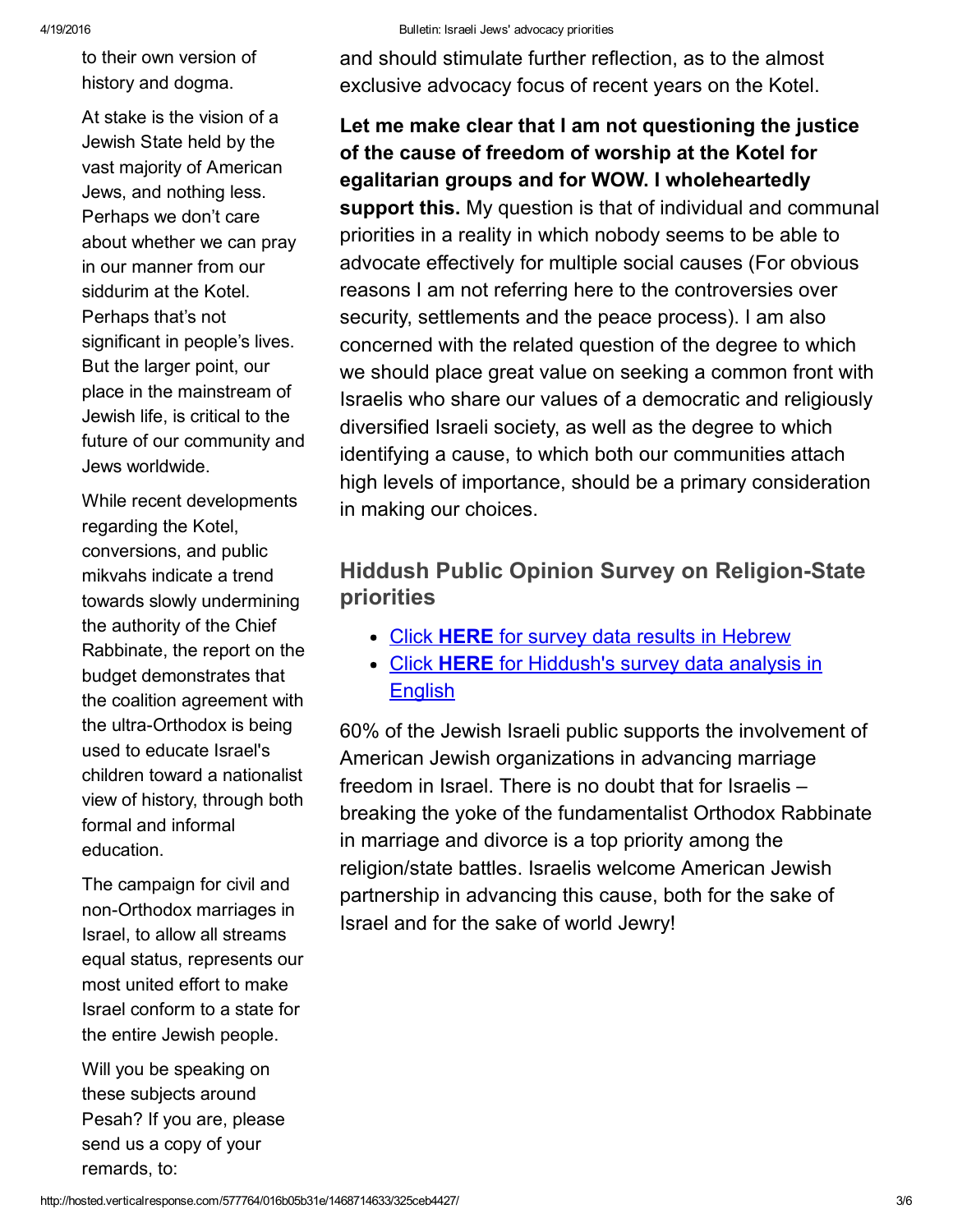to their own version of history and dogma.

At stake is the vision of a Jewish State held by the vast majority of American Jews, and nothing less. Perhaps we don't care about whether we can pray in our manner from our siddurim at the Kotel. Perhaps that's not significant in people's lives. But the larger point, our place in the mainstream of Jewish life, is critical to the future of our community and Jews worldwide.

While recent developments regarding the Kotel, conversions, and public mikvahs indicate a trend towards slowly undermining the authority of the Chief Rabbinate, the report on the budget demonstrates that the coalition agreement with the ultra-Orthodox is being used to educate Israel's children toward a nationalist view of history, through both formal and informal education.

The campaign for civil and non-Orthodox marriages in Israel, to allow all streams equal status, represents our most united effort to make Israel conform to a state for the entire Jewish people.

Will you be speaking on these subjects around Pesah? If you are, please send us a copy of your remards, to:

and should stimulate further reflection, as to the almost exclusive advocacy focus of recent years on the Kotel.

**Let me make clear that I am not questioning the justice of the cause of freedom of worship at the Kotel for egalitarian groups and for WOW. I wholeheartedly support this.** My question is that of individual and communal priorities in a reality in which nobody seems to be able to advocate effectively for multiple social causes (For obvious reasons I am not referring here to the controversies over security, settlements and the peace process). I am also concerned with the related question of the degree to which we should place great value on seeking a common front with Israelis who share our values of a democratic and religiously diversified Israeli society, as well as the degree to which identifying a cause, to which both our communities attach high levels of importance, should be a primary consideration in making our choices.

## Hiddush Public Opinion Survey on Religion-State priorities

- Click **HERE** for survey data results in Hebrew
- Click **HERE** for Hiddush's survey data analysis in English

60% of the Jewish Israeli public supports the involvement of American Jewish organizations in advancing marriage freedom in Israel. There is no doubt that for Israelis – breaking the yoke of the fundamentalist Orthodox Rabbinate in marriage and divorce is a top priority among the religion/state battles. Israelis welcome American Jewish partnership in advancing this cause, both for the sake of Israel and for the sake of world Jewry!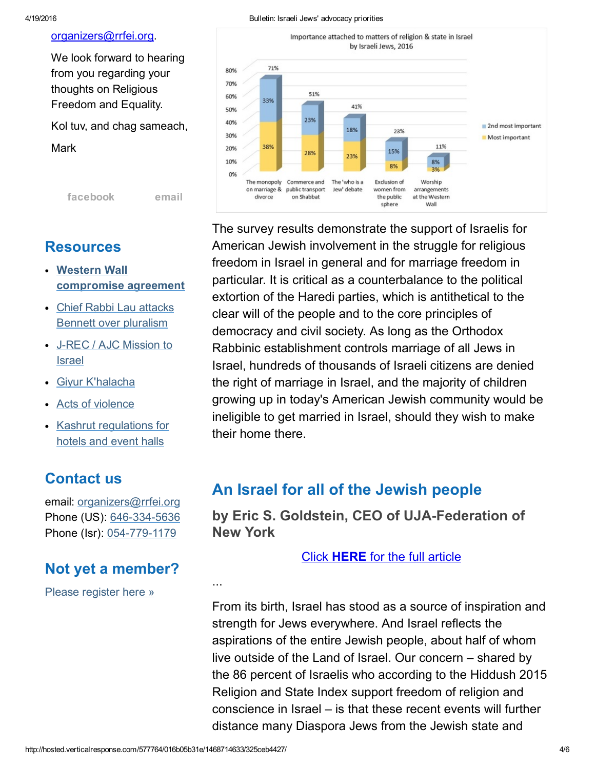organizers@rrfei.org.

We look forward to hearing from you regarding your thoughts on Religious Freedom and Equality.

Kol tuv, and chag sameach,

Mark

facebook email

## Resources

- **Western Wall compromise agreement**
- Chief Rabbi Lau attacks Bennett over pluralism
- J-REC / AJC Mission to Israel
- Giyur K'halacha
- Acts of violence
- Kashrut regulations for hotels and event halls

## Contact us

email: organizers@rrfei.org
Phone (US): 646-334-5636
Phone (Isr): 054-779-1179

## Not yet a member?

Please register here »

Importance attached to matters of religion & state in Israel by Israeli Jews, 2016

| Matter | Most important | 2nd most important | Total |
|---|---|---|---|
| The monopoly on marriage & divorce | 38% | 33% | 71% |
| Commerce and public transport on Shabbat | 28% | 23% | 51% |
| The 'who is a Jew' debate | 23% | 18% | 41% |
| Exclusion of women from the public sphere | 8% | 15% | 23% |
| Worship arrangements at the Western Wall | 3% | 8% | 11% |

The survey results demonstrate the support of Israelis for American Jewish involvement in the struggle for religious freedom in Israel in general and for marriage freedom in particular. It is critical as a counterbalance to the political extortion of the Haredi parties, which is antithetical to the clear will of the people and to the core principles of democracy and civil society. As long as the Orthodox Rabbinic establishment controls marriage of all Jews in Israel, hundreds of thousands of Israeli citizens are denied the right of marriage in Israel, and the majority of children growing up in today's American Jewish community would be ineligible to get married in Israel, should they wish to make their home there.

## An Israel for all of the Jewish people

### by Eric S. Goldstein, CEO of UJA-Federation of New York

Click **HERE** for the full article

...

From its birth, Israel has stood as a source of inspiration and strength for Jews everywhere. And Israel reflects the aspirations of the entire Jewish people, about half of whom live outside of the Land of Israel. Our concern – shared by the 86 percent of Israelis who according to the Hiddush 2015 Religion and State Index support freedom of religion and conscience in Israel – is that these recent events will further distance many Diaspora Jews from the Jewish state and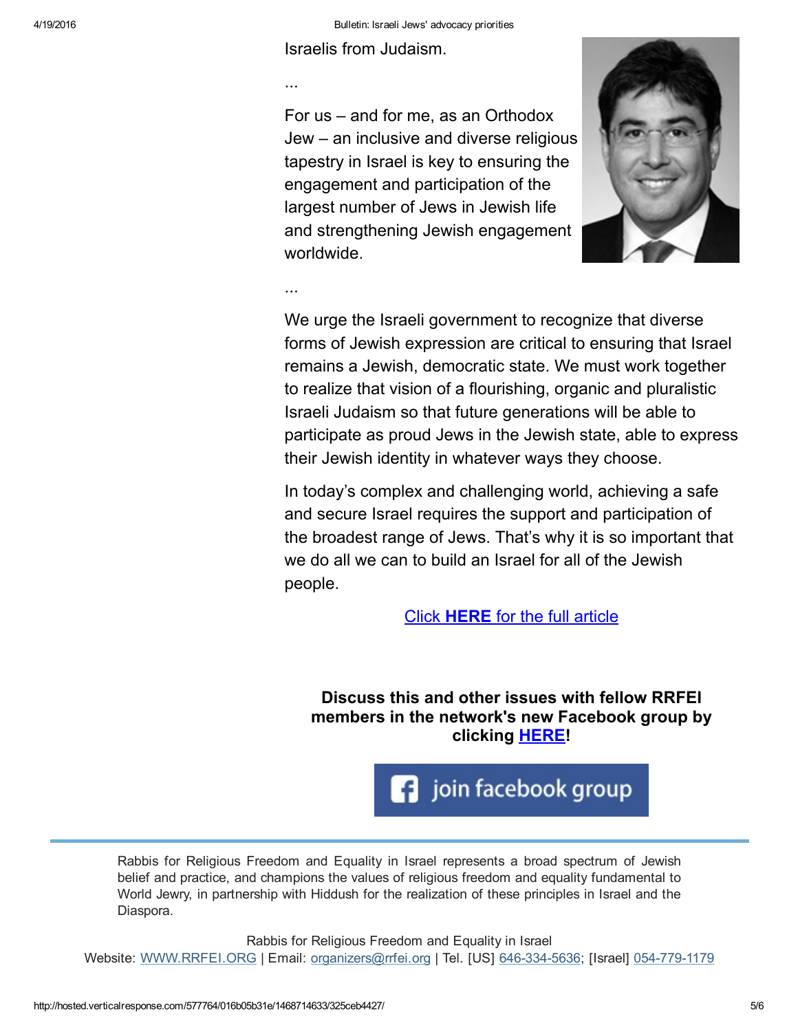Israelis from Judaism.

...

For us – and for me, as an Orthodox Jew – an inclusive and diverse religious tapestry in Israel is key to ensuring the engagement and participation of the largest number of Jews in Jewish life and strengthening Jewish engagement worldwide.

...

We urge the Israeli government to recognize that diverse forms of Jewish expression are critical to ensuring that Israel remains a Jewish, democratic state. We must work together to realize that vision of a flourishing, organic and pluralistic Israeli Judaism so that future generations will be able to participate as proud Jews in the Jewish state, able to express their Jewish identity in whatever ways they choose.

In today's complex and challenging world, achieving a safe and secure Israel requires the support and participation of the broadest range of Jews. That's why it is so important that we do all we can to build an Israel for all of the Jewish people.

Click **HERE** for the full article

**Discuss this and other issues with fellow RRFEI members in the network's new Facebook group by clicking HERE!**

join facebook group

---

Rabbis for Religious Freedom and Equality in Israel represents a broad spectrum of Jewish belief and practice, and champions the values of religious freedom and equality fundamental to World Jewry, in partnership with Hiddush for the realization of these principles in Israel and the Diaspora.

Rabbis for Religious Freedom and Equality in Israel
Website: WWW.RRFEI.ORG | Email: organizers@rrfei.org | Tel. [US] 646-334-5636; [Israel] 054-779-1179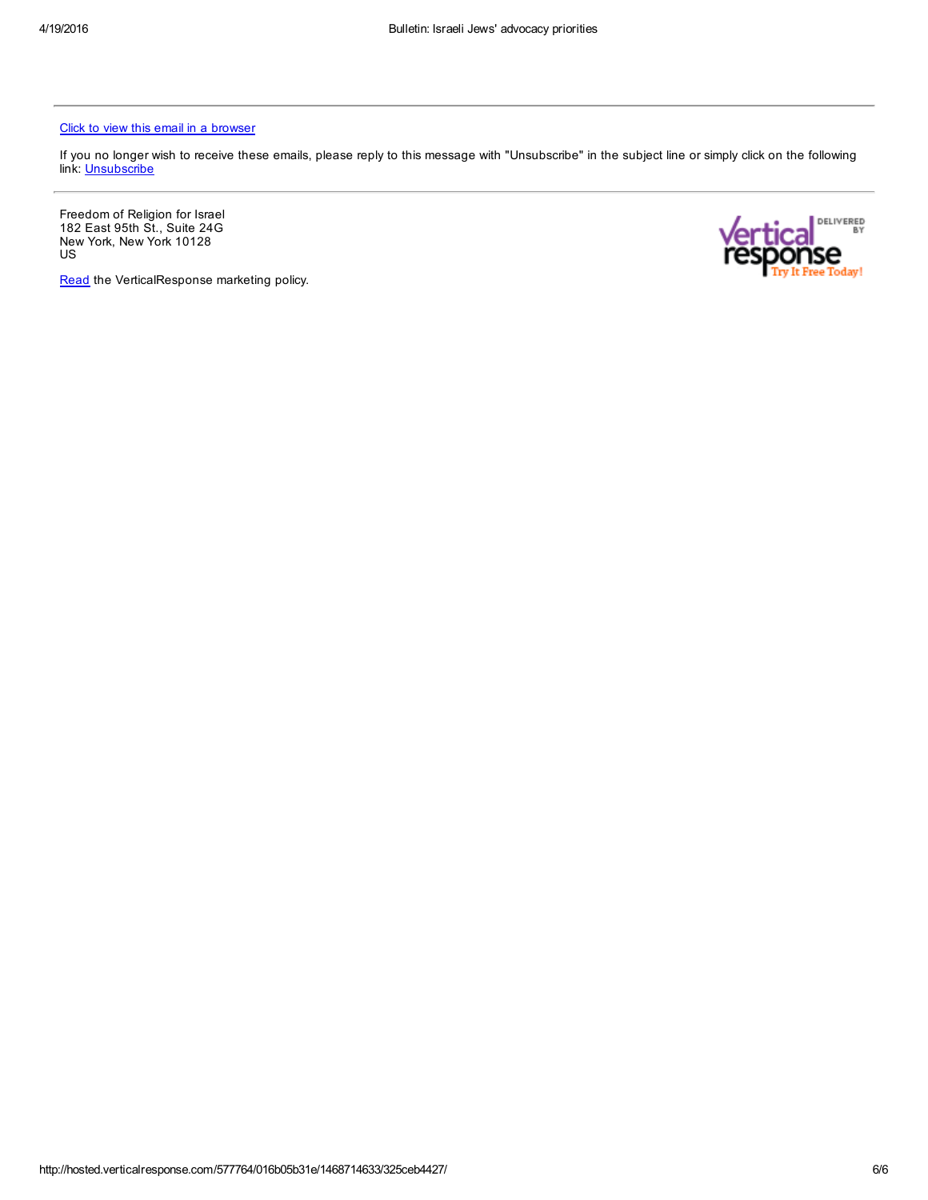---

Click to view this email in a browser

If you no longer wish to receive these emails, please reply to this message with "Unsubscribe" in the subject line or simply click on the following link: Unsubscribe

---

Freedom of Religion for Israel
182 East 95th St., Suite 24G
New York, New York 10128
US

Read the VerticalResponse marketing policy.

Vertical response DELIVERED BY
Try It Free Today!